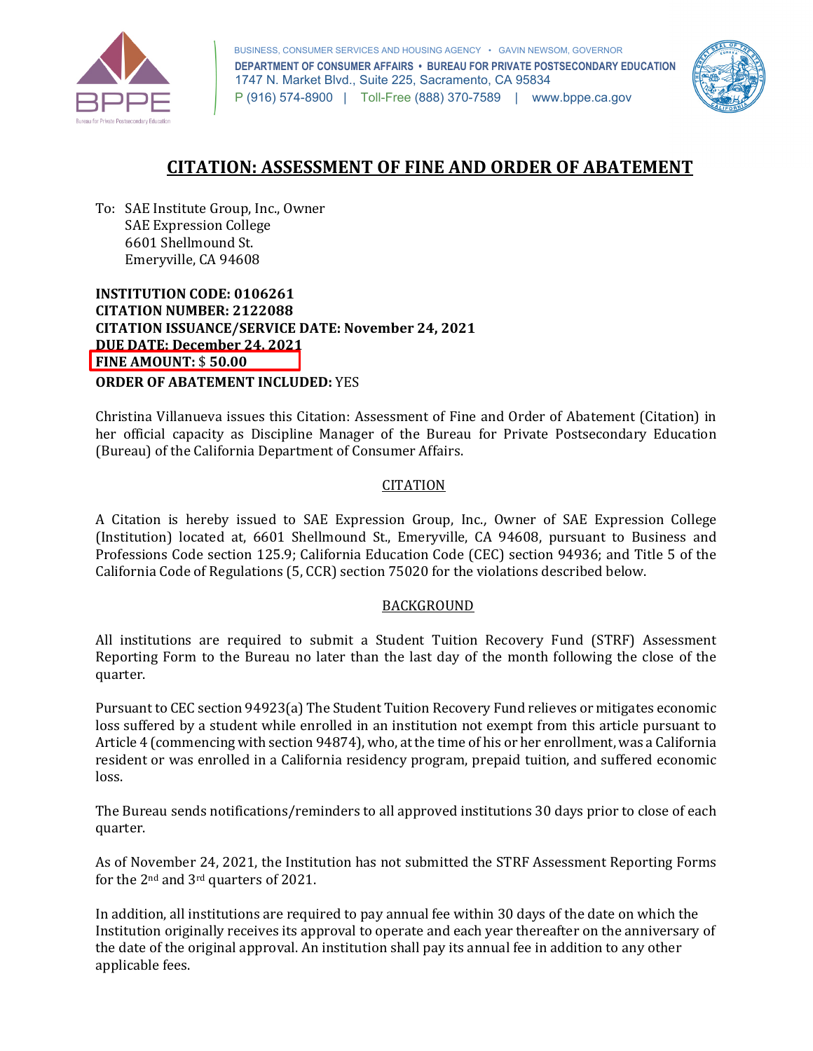BUSINESS, CONSUMER SERVICES AND HOUSING AGENCY • GAVIN NEWSOM, GOVERNOR
**DEPARTMENT OF CONSUMER AFFAIRS • BUREAU FOR PRIVATE POSTSECONDARY EDUCATION**
1747 N. Market Blvd., Suite 225, Sacramento, CA 95834
P (916) 574-8900 | Toll-Free (888) 370-7589 | www.bppe.ca.gov

# CITATION: ASSESSMENT OF FINE AND ORDER OF ABATEMENT

To: SAE Institute Group, Inc., Owner
SAE Expression College
6601 Shellmound St.
Emeryville, CA 94608

**INSTITUTION CODE: 0106261**
**CITATION NUMBER: 2122088**
**CITATION ISSUANCE/SERVICE DATE: November 24, 2021**
**DUE DATE: December 24, 2021**
**FINE AMOUNT:** $ **50.00**
**ORDER OF ABATEMENT INCLUDED:** YES

Christina Villanueva issues this Citation: Assessment of Fine and Order of Abatement (Citation) in her official capacity as Discipline Manager of the Bureau for Private Postsecondary Education (Bureau) of the California Department of Consumer Affairs.

## CITATION

A Citation is hereby issued to SAE Expression Group, Inc., Owner of SAE Expression College (Institution) located at, 6601 Shellmound St., Emeryville, CA 94608, pursuant to Business and Professions Code section 125.9; California Education Code (CEC) section 94936; and Title 5 of the California Code of Regulations (5, CCR) section 75020 for the violations described below.

## BACKGROUND

All institutions are required to submit a Student Tuition Recovery Fund (STRF) Assessment Reporting Form to the Bureau no later than the last day of the month following the close of the quarter.

Pursuant to CEC section 94923(a) The Student Tuition Recovery Fund relieves or mitigates economic loss suffered by a student while enrolled in an institution not exempt from this article pursuant to Article 4 (commencing with section 94874), who, at the time of his or her enrollment, was a California resident or was enrolled in a California residency program, prepaid tuition, and suffered economic loss.

The Bureau sends notifications/reminders to all approved institutions 30 days prior to close of each quarter.

As of November 24, 2021, the Institution has not submitted the STRF Assessment Reporting Forms for the 2nd and 3rd quarters of 2021.

In addition, all institutions are required to pay annual fee within 30 days of the date on which the Institution originally receives its approval to operate and each year thereafter on the anniversary of the date of the original approval. An institution shall pay its annual fee in addition to any other applicable fees.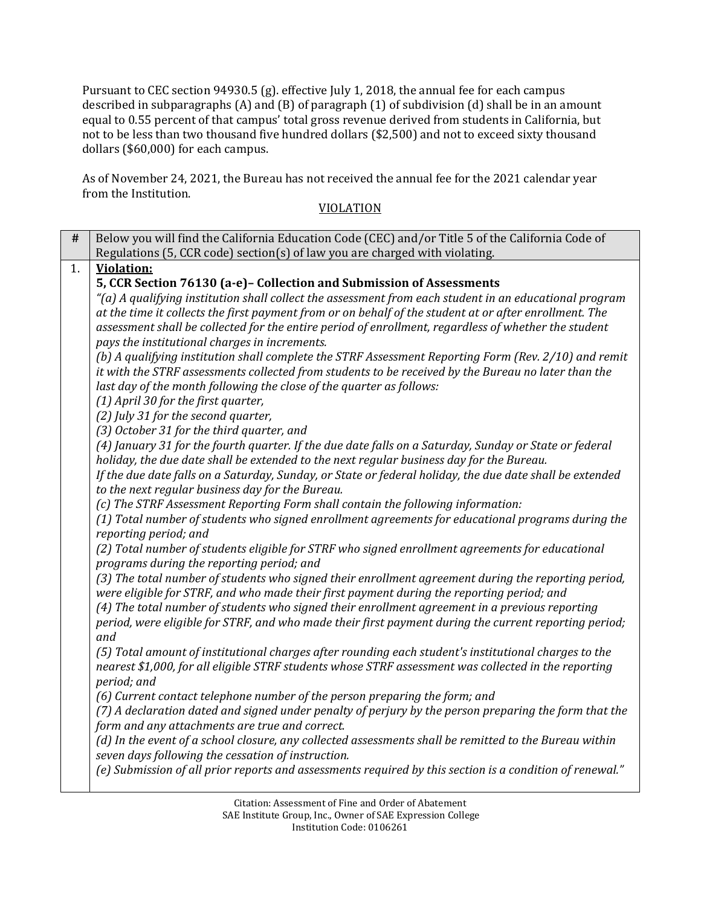Pursuant to CEC section 94930.5 (g). effective July 1, 2018, the annual fee for each campus described in subparagraphs (A) and (B) of paragraph (1) of subdivision (d) shall be in an amount equal to 0.55 percent of that campus' total gross revenue derived from students in California, but not to be less than two thousand five hundred dollars ($2,500) and not to exceed sixty thousand dollars ($60,000) for each campus.

As of November 24, 2021, the Bureau has not received the annual fee for the 2021 calendar year from the Institution.

VIOLATION

| # | Below you will find the California Education Code (CEC) and/or Title 5 of the California Code of Regulations (5, CCR code) section(s) of law you are charged with violating. |
|---|---|
| 1. | **Violation:**<br>**5, CCR Section 76130 (a-e)– Collection and Submission of Assessments**<br>*"(a) A qualifying institution shall collect the assessment from each student in an educational program at the time it collects the first payment from or on behalf of the student at or after enrollment. The assessment shall be collected for the entire period of enrollment, regardless of whether the student pays the institutional charges in increments.*<br>*(b) A qualifying institution shall complete the STRF Assessment Reporting Form (Rev. 2/10) and remit it with the STRF assessments collected from students to be received by the Bureau no later than the last day of the month following the close of the quarter as follows:*<br>*(1) April 30 for the first quarter,*<br>*(2) July 31 for the second quarter,*<br>*(3) October 31 for the third quarter, and*<br>*(4) January 31 for the fourth quarter. If the due date falls on a Saturday, Sunday or State or federal holiday, the due date shall be extended to the next regular business day for the Bureau.*<br>*If the due date falls on a Saturday, Sunday, or State or federal holiday, the due date shall be extended to the next regular business day for the Bureau.*<br>*(c) The STRF Assessment Reporting Form shall contain the following information:*<br>*(1) Total number of students who signed enrollment agreements for educational programs during the reporting period; and*<br>*(2) Total number of students eligible for STRF who signed enrollment agreements for educational programs during the reporting period; and*<br>*(3) The total number of students who signed their enrollment agreement during the reporting period, were eligible for STRF, and who made their first payment during the reporting period; and*<br>*(4) The total number of students who signed their enrollment agreement in a previous reporting period, were eligible for STRF, and who made their first payment during the current reporting period; and*<br>*(5) Total amount of institutional charges after rounding each student's institutional charges to the nearest $1,000, for all eligible STRF students whose STRF assessment was collected in the reporting period; and*<br>*(6) Current contact telephone number of the person preparing the form; and*<br>*(7) A declaration dated and signed under penalty of perjury by the person preparing the form that the form and any attachments are true and correct.*<br>*(d) In the event of a school closure, any collected assessments shall be remitted to the Bureau within seven days following the cessation of instruction.*<br>*(e) Submission of all prior reports and assessments required by this section is a condition of renewal."* |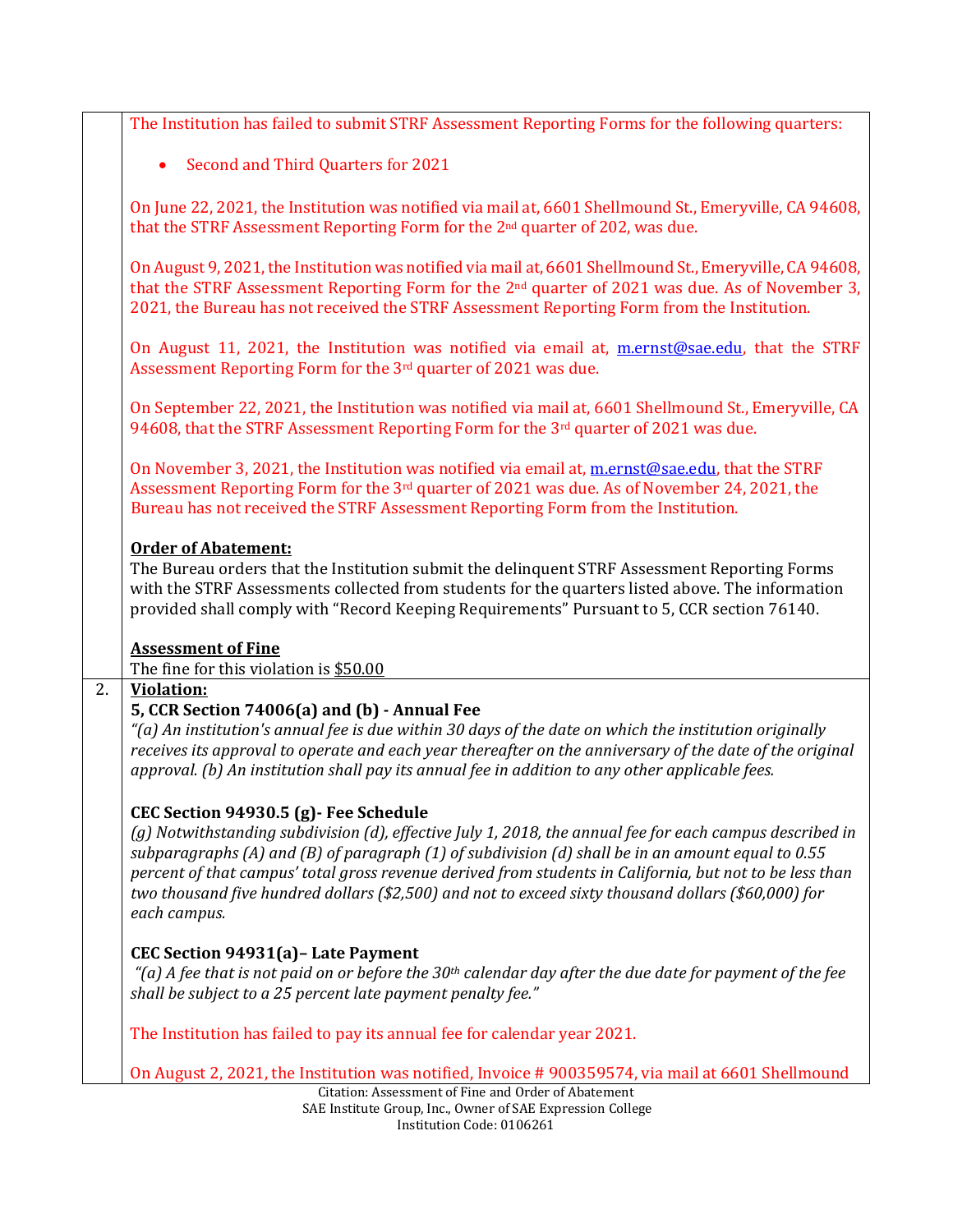|  |  |
|---|---|
|  | The Institution has failed to submit STRF Assessment Reporting Forms for the following quarters:<br><br>• Second and Third Quarters for 2021<br><br>On June 22, 2021, the Institution was notified via mail at, 6601 Shellmound St., Emeryville, CA 94608, that the STRF Assessment Reporting Form for the 2nd quarter of 202, was due.<br><br>On August 9, 2021, the Institution was notified via mail at, 6601 Shellmound St., Emeryville, CA 94608, that the STRF Assessment Reporting Form for the 2nd quarter of 2021 was due. As of November 3, 2021, the Bureau has not received the STRF Assessment Reporting Form from the Institution.<br><br>On August 11, 2021, the Institution was notified via email at, m.ernst@sae.edu, that the STRF Assessment Reporting Form for the 3rd quarter of 2021 was due.<br><br>On September 22, 2021, the Institution was notified via mail at, 6601 Shellmound St., Emeryville, CA 94608, that the STRF Assessment Reporting Form for the 3rd quarter of 2021 was due.<br><br>On November 3, 2021, the Institution was notified via email at, m.ernst@sae.edu, that the STRF Assessment Reporting Form for the 3rd quarter of 2021 was due. As of November 24, 2021, the Bureau has not received the STRF Assessment Reporting Form from the Institution.<br><br>**Order of Abatement:**<br>The Bureau orders that the Institution submit the delinquent STRF Assessment Reporting Forms with the STRF Assessments collected from students for the quarters listed above. The information provided shall comply with "Record Keeping Requirements" Pursuant to 5, CCR section 76140.<br><br>**Assessment of Fine**<br>The fine for this violation is $50.00 |
| 2. | **Violation:**<br>**5, CCR Section 74006(a) and (b) - Annual Fee**<br>*"(a) An institution's annual fee is due within 30 days of the date on which the institution originally receives its approval to operate and each year thereafter on the anniversary of the date of the original approval. (b) An institution shall pay its annual fee in addition to any other applicable fees.*<br><br>**CEC Section 94930.5 (g)- Fee Schedule**<br>*(g) Notwithstanding subdivision (d), effective July 1, 2018, the annual fee for each campus described in subparagraphs (A) and (B) of paragraph (1) of subdivision (d) shall be in an amount equal to 0.55 percent of that campus' total gross revenue derived from students in California, but not to be less than two thousand five hundred dollars ($2,500) and not to exceed sixty thousand dollars ($60,000) for each campus.*<br><br>**CEC Section 94931(a)– Late Payment**<br>*"(a) A fee that is not paid on or before the 30th calendar day after the due date for payment of the fee shall be subject to a 25 percent late payment penalty fee."*<br><br>The Institution has failed to pay its annual fee for calendar year 2021.<br><br>On August 2, 2021, the Institution was notified, Invoice # 900359574, via mail at 6601 Shellmound |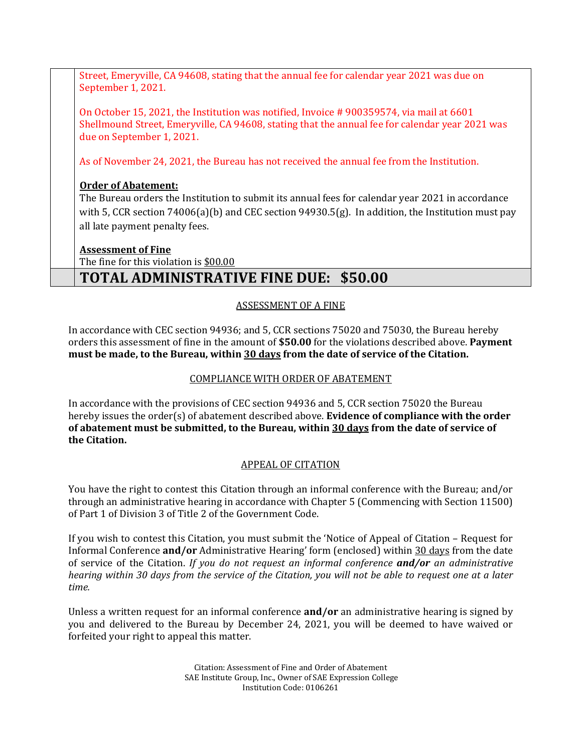Street, Emeryville, CA 94608, stating that the annual fee for calendar year 2021 was due on September 1, 2021.

On October 15, 2021, the Institution was notified, Invoice # 900359574, via mail at 6601 Shellmound Street, Emeryville, CA 94608, stating that the annual fee for calendar year 2021 was due on September 1, 2021.

As of November 24, 2021, the Bureau has not received the annual fee from the Institution.

**Order of Abatement:**
The Bureau orders the Institution to submit its annual fees for calendar year 2021 in accordance with 5, CCR section 74006(a)(b) and CEC section 94930.5(g). In addition, the Institution must pay all late payment penalty fees.

**Assessment of Fine**
The fine for this violation is $00.00

**TOTAL ADMINISTRATIVE FINE DUE: $50.00**

ASSESSMENT OF A FINE

In accordance with CEC section 94936; and 5, CCR sections 75020 and 75030, the Bureau hereby orders this assessment of fine in the amount of **$50.00** for the violations described above. **Payment must be made, to the Bureau, within 30 days from the date of service of the Citation.**

COMPLIANCE WITH ORDER OF ABATEMENT

In accordance with the provisions of CEC section 94936 and 5, CCR section 75020 the Bureau hereby issues the order(s) of abatement described above. **Evidence of compliance with the order of abatement must be submitted, to the Bureau, within 30 days from the date of service of the Citation.**

APPEAL OF CITATION

You have the right to contest this Citation through an informal conference with the Bureau; and/or through an administrative hearing in accordance with Chapter 5 (Commencing with Section 11500) of Part 1 of Division 3 of Title 2 of the Government Code.

If you wish to contest this Citation, you must submit the 'Notice of Appeal of Citation – Request for Informal Conference **and/or** Administrative Hearing' form (enclosed) within 30 days from the date of service of the Citation. *If you do not request an informal conference **and/or** an administrative hearing within 30 days from the service of the Citation, you will not be able to request one at a later time.*

Unless a written request for an informal conference **and/or** an administrative hearing is signed by you and delivered to the Bureau by December 24, 2021, you will be deemed to have waived or forfeited your right to appeal this matter.

Citation: Assessment of Fine and Order of Abatement
SAE Institute Group, Inc., Owner of SAE Expression College
Institution Code: 0106261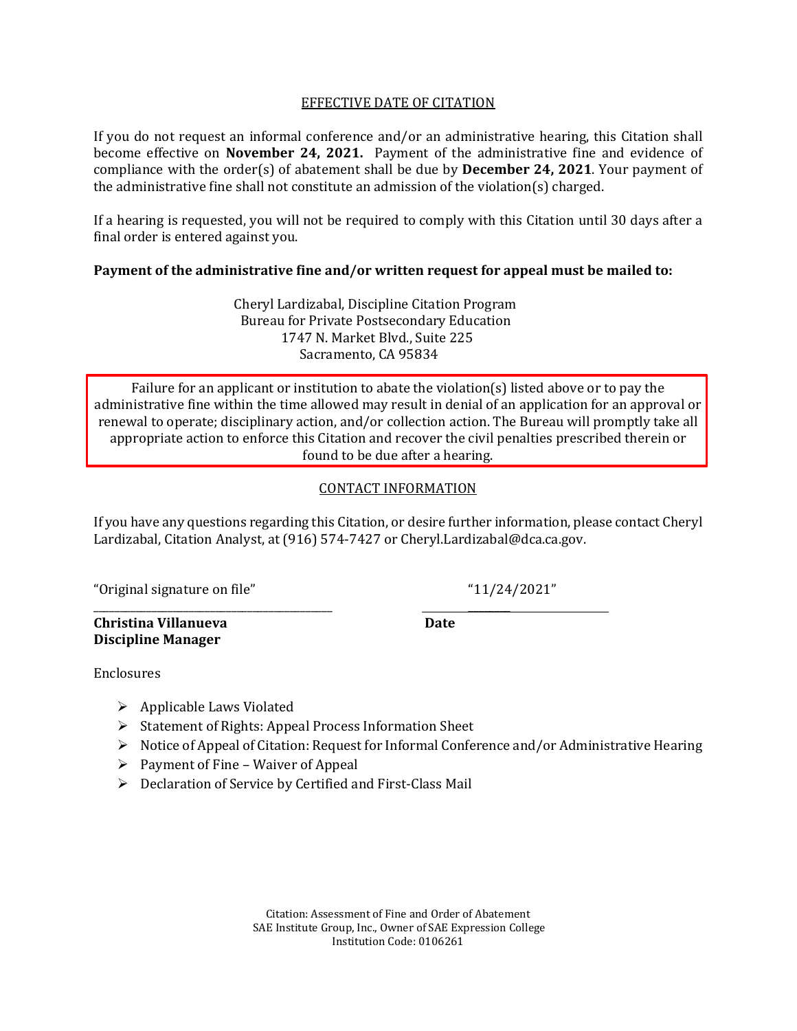## EFFECTIVE DATE OF CITATION

If you do not request an informal conference and/or an administrative hearing, this Citation shall become effective on **November 24, 2021.** Payment of the administrative fine and evidence of compliance with the order(s) of abatement shall be due by **December 24, 2021**. Your payment of the administrative fine shall not constitute an admission of the violation(s) charged.

If a hearing is requested, you will not be required to comply with this Citation until 30 days after a final order is entered against you.

**Payment of the administrative fine and/or written request for appeal must be mailed to:**

Cheryl Lardizabal, Discipline Citation Program
Bureau for Private Postsecondary Education
1747 N. Market Blvd., Suite 225
Sacramento, CA 95834

Failure for an applicant or institution to abate the violation(s) listed above or to pay the administrative fine within the time allowed may result in denial of an application for an approval or renewal to operate; disciplinary action, and/or collection action. The Bureau will promptly take all appropriate action to enforce this Citation and recover the civil penalties prescribed therein or found to be due after a hearing.

## CONTACT INFORMATION

If you have any questions regarding this Citation, or desire further information, please contact Cheryl Lardizabal, Citation Analyst, at (916) 574-7427 or Cheryl.Lardizabal@dca.ca.gov.

"Original signature on file" "11/24/2021"

**Christina Villanueva**
**Discipline Manager**

**Date**

Enclosures

- Applicable Laws Violated
- Statement of Rights: Appeal Process Information Sheet
- Notice of Appeal of Citation: Request for Informal Conference and/or Administrative Hearing
- Payment of Fine – Waiver of Appeal
- Declaration of Service by Certified and First-Class Mail